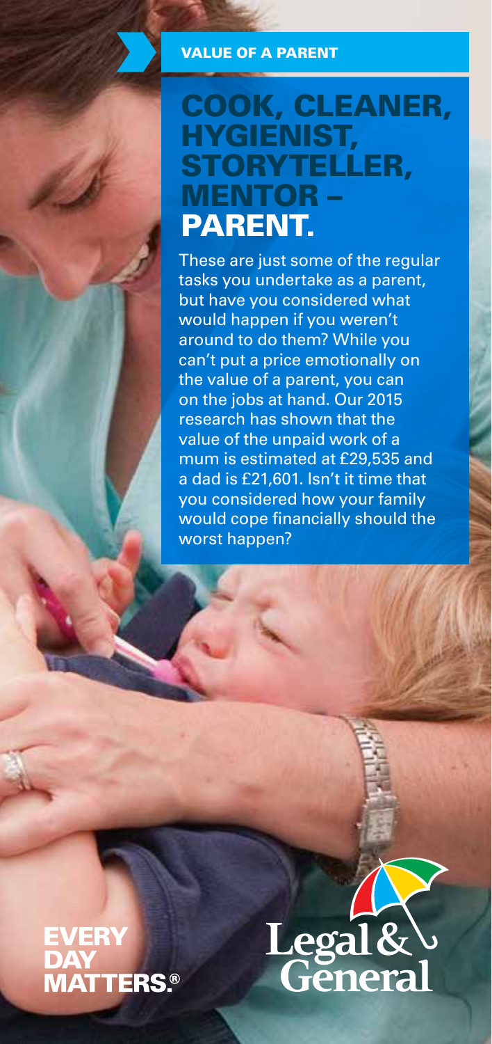VALUE OF A PARENT

# COOK, CLEANER, HYGIENIST, STORYTELLER, MENTOR – PARENT.

These are just some of the regular tasks you undertake as a parent, but have you considered what would happen if you weren't around to do them? While you can't put a price emotionally on the value of a parent, you can on the jobs at hand. Our 2015 research has shown that the value of the unpaid work of a mum is estimated at £29,535 and a dad is £21,601. Isn't it time that you considered how your family would cope financially should the worst happen?

**EVERY DAY MATTERS.®**

Legal & General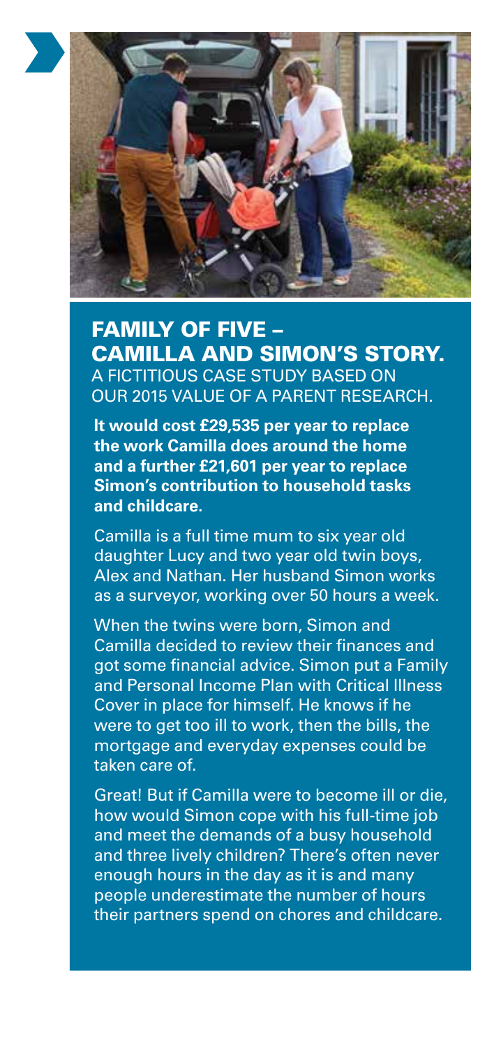## FAMILY OF FIVE – CAMILLA AND SIMON'S STORY.

A FICTITIOUS CASE STUDY BASED ON OUR 2015 VALUE OF A PARENT RESEARCH.

**It would cost £29,535 per year to replace the work Camilla does around the home and a further £21,601 per year to replace Simon's contribution to household tasks and childcare.**

Camilla is a full time mum to six year old daughter Lucy and two year old twin boys, Alex and Nathan. Her husband Simon works as a surveyor, working over 50 hours a week.

When the twins were born, Simon and Camilla decided to review their finances and got some financial advice. Simon put a Family and Personal Income Plan with Critical Illness Cover in place for himself. He knows if he were to get too ill to work, then the bills, the mortgage and everyday expenses could be taken care of.

Great! But if Camilla were to become ill or die, how would Simon cope with his full-time job and meet the demands of a busy household and three lively children? There's often never enough hours in the day as it is and many people underestimate the number of hours their partners spend on chores and childcare.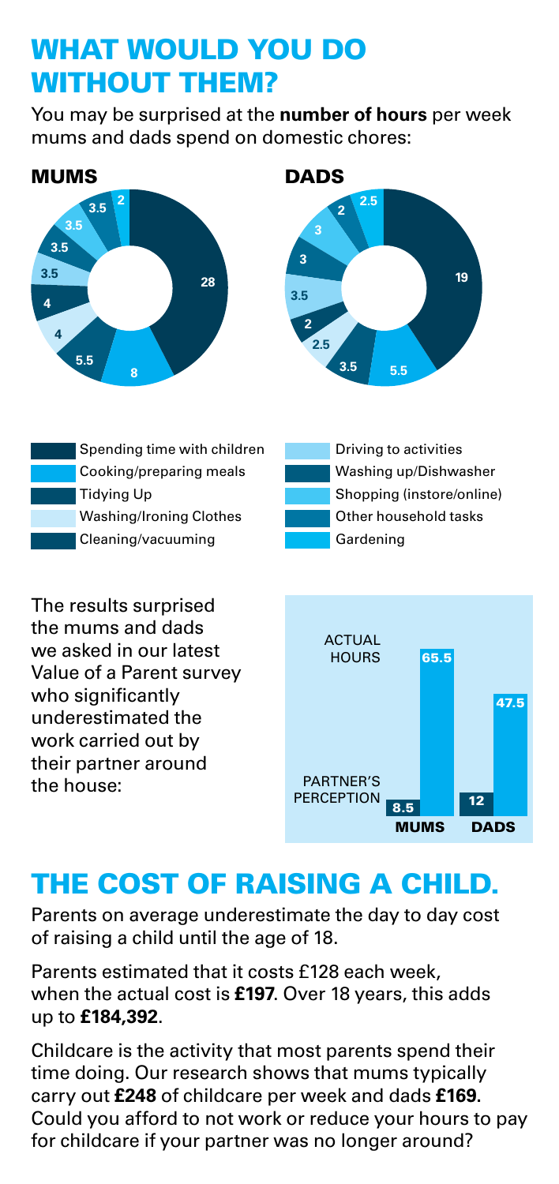# WHAT WOULD YOU DO WITHOUT THEM?

You may be surprised at the **number of hours** per week mums and dads spend on domestic chores:

| Chore | MUMS | DADS |
|---|---|---|
| Spending time with children | 28 | 19 |
| Cooking/preparing meals | 8 | 5.5 |
| Tidying Up | 5.5 | 3.5 |
| Washing/Ironing Clothes | 4 | 2.5 |
| Cleaning/vacuuming | 4 | 2 |
| Driving to activities | 3.5 | 3.5 |
| Washing up/Dishwasher | 3.5 | 3 |
| Shopping (instore/online) | 3.5 | 3 |
| Other household tasks | 3.5 | 2 |
| Gardening | 2 | 2.5 |

The results surprised the mums and dads we asked in our latest Value of a Parent survey who significantly underestimated the work carried out by their partner around the house:

| | MUMS | DADS |
|---|---|---|
| PARTNER'S PERCEPTION | 8.5 | 12 |
| ACTUAL HOURS | 65.5 | 47.5 |

# THE COST OF RAISING A CHILD.

Parents on average underestimate the day to day cost of raising a child until the age of 18.

Parents estimated that it costs £128 each week, when the actual cost is **£197**. Over 18 years, this adds up to **£184,392**.

Childcare is the activity that most parents spend their time doing. Our research shows that mums typically carry out **£248** of childcare per week and dads **£169.** Could you afford to not work or reduce your hours to pay for childcare if your partner was no longer around?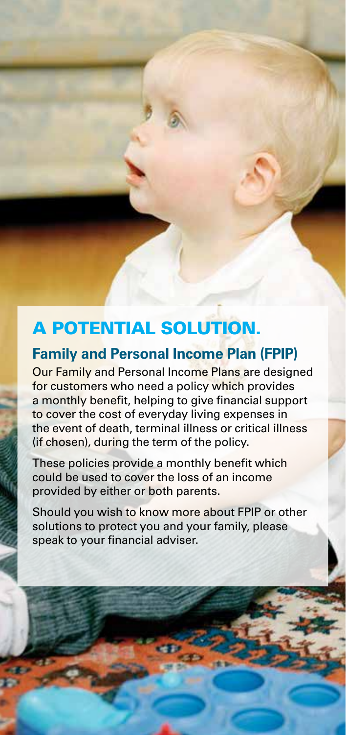# A POTENTIAL SOLUTION.

## Family and Personal Income Plan (FPIP)

Our Family and Personal Income Plans are designed for customers who need a policy which provides a monthly benefit, helping to give financial support to cover the cost of everyday living expenses in the event of death, terminal illness or critical illness (if chosen), during the term of the policy.

These policies provide a monthly benefit which could be used to cover the loss of an income provided by either or both parents.

Should you wish to know more about FPIP or other solutions to protect you and your family, please speak to your financial adviser.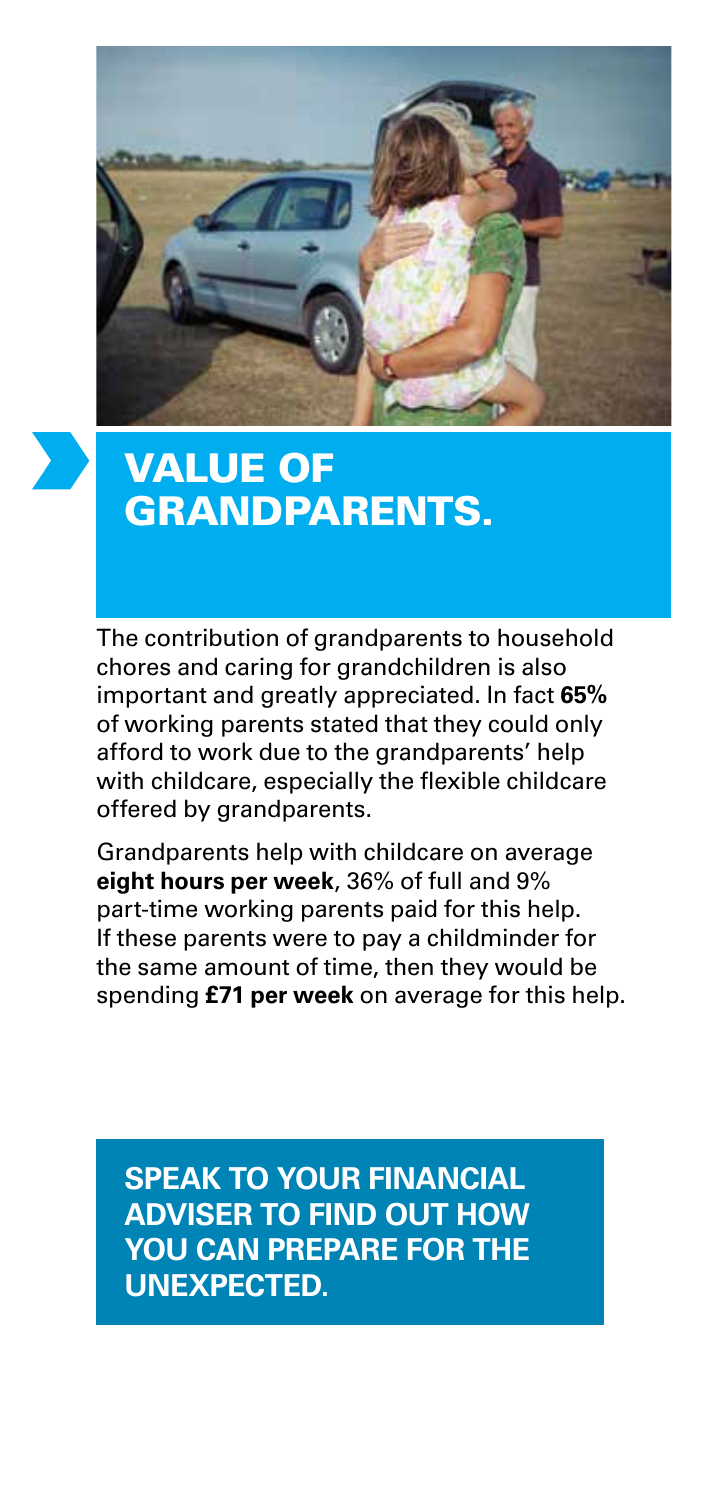# VALUE OF GRANDPARENTS.

The contribution of grandparents to household chores and caring for grandchildren is also important and greatly appreciated. In fact **65%** of working parents stated that they could only afford to work due to the grandparents' help with childcare, especially the flexible childcare offered by grandparents.

Grandparents help with childcare on average **eight hours per week**, 36% of full and 9% part-time working parents paid for this help. If these parents were to pay a childminder for the same amount of time, then they would be spending **£71 per week** on average for this help.

**SPEAK TO YOUR FINANCIAL ADVISER TO FIND OUT HOW YOU CAN PREPARE FOR THE UNEXPECTED.**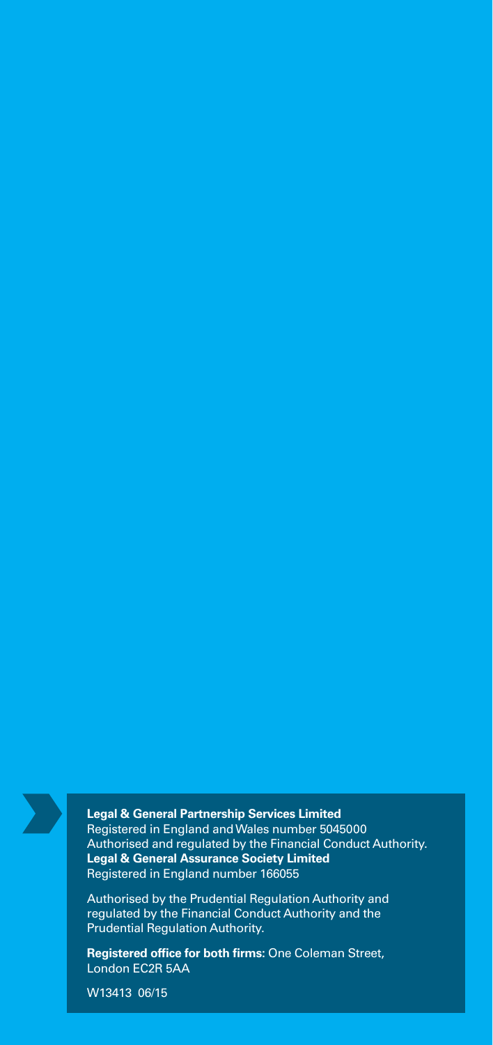**Legal & General Partnership Services Limited**
Registered in England and Wales number 5045000
Authorised and regulated by the Financial Conduct Authority.
**Legal & General Assurance Society Limited**
Registered in England number 166055

Authorised by the Prudential Regulation Authority and regulated by the Financial Conduct Authority and the Prudential Regulation Authority.

**Registered office for both firms:** One Coleman Street, London EC2R 5AA

W13413 06/15